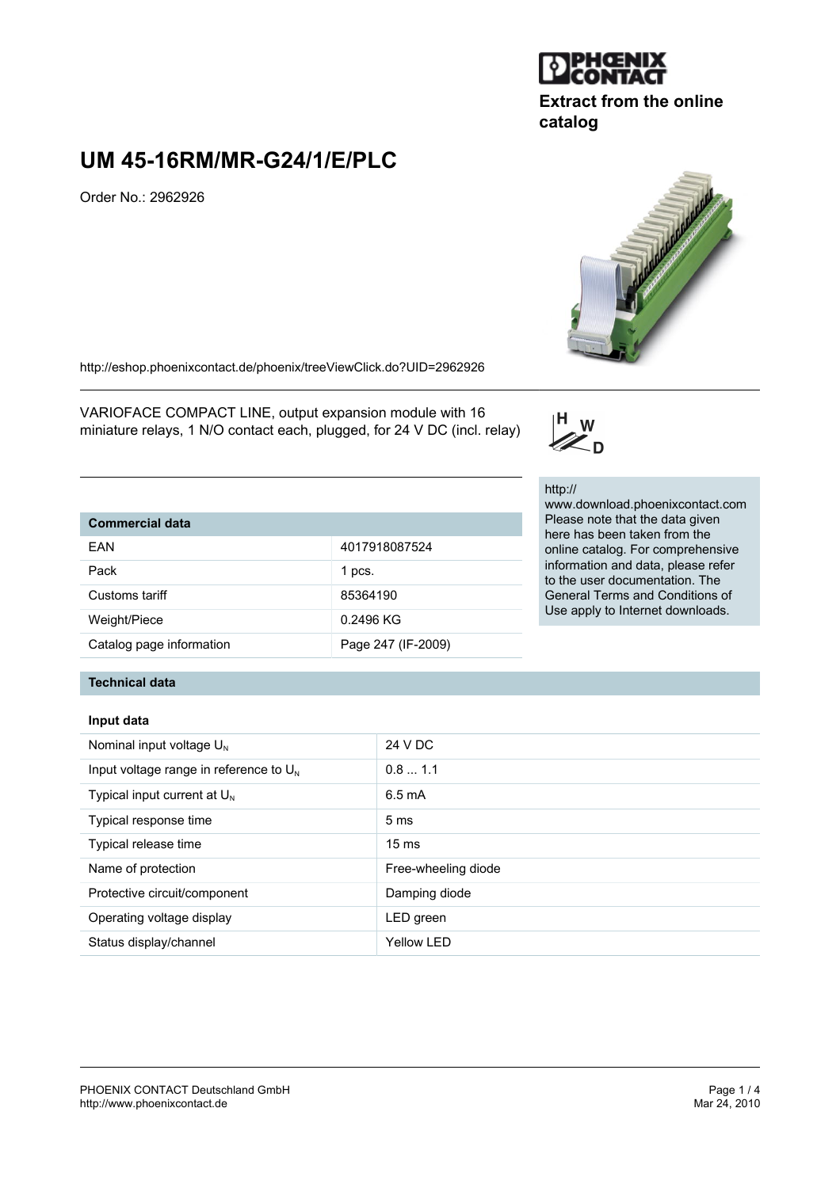Extract from the online catalog

# UM 45-16RM/MR-G24/1/E/PLC

Order No.: 2962926

http://eshop.phoenixcontact.de/phoenix/treeViewClick.do?UID=2962926

VARIOFACE COMPACT LINE, output expansion module with 16 miniature relays, 1 N/O contact each, plugged, for 24 V DC (incl. relay)

http://www.download.phoenixcontact.com
Please note that the data given here has been taken from the online catalog. For comprehensive information and data, please refer to the user documentation. The General Terms and Conditions of Use apply to Internet downloads.

## Commercial data

| Commercial data | |
|---|---|
| EAN | 4017918087524 |
| Pack | 1 pcs. |
| Customs tariff | 85364190 |
| Weight/Piece | 0.2496 KG |
| Catalog page information | Page 247 (IF-2009) |

## Technical data

### Input data

| Input data | |
|---|---|
| Nominal input voltage $U_N$ | 24 V DC |
| Input voltage range in reference to $U_N$ | 0.8 ... 1.1 |
| Typical input current at $U_N$ | 6.5 mA |
| Typical response time | 5 ms |
| Typical release time | 15 ms |
| Name of protection | Free-wheeling diode |
| Protective circuit/component | Damping diode |
| Operating voltage display | LED green |
| Status display/channel | Yellow LED |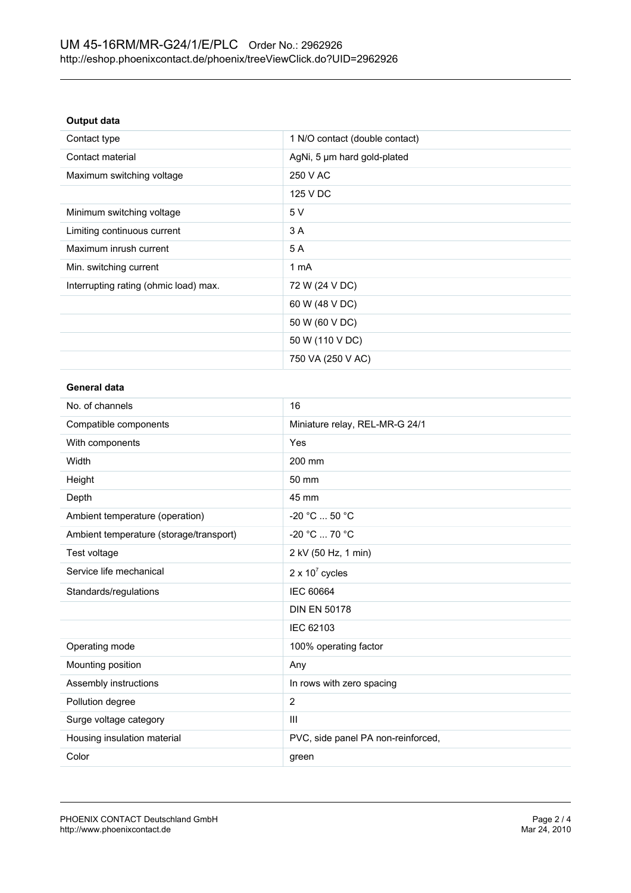**Output data**

| | |
|---|---|
| Contact type | 1 N/O contact (double contact) |
| Contact material | AgNi, 5 µm hard gold-plated |
| Maximum switching voltage | 250 V AC |
| | 125 V DC |
| Minimum switching voltage | 5 V |
| Limiting continuous current | 3 A |
| Maximum inrush current | 5 A |
| Min. switching current | 1 mA |
| Interrupting rating (ohmic load) max. | 72 W (24 V DC) |
| | 60 W (48 V DC) |
| | 50 W (60 V DC) |
| | 50 W (110 V DC) |
| | 750 VA (250 V AC) |

**General data**

| | |
|---|---|
| No. of channels | 16 |
| Compatible components | Miniature relay, REL-MR-G 24/1 |
| With components | Yes |
| Width | 200 mm |
| Height | 50 mm |
| Depth | 45 mm |
| Ambient temperature (operation) | -20 °C ... 50 °C |
| Ambient temperature (storage/transport) | -20 °C ... 70 °C |
| Test voltage | 2 kV (50 Hz, 1 min) |
| Service life mechanical | $2 \times 10^7$ cycles |
| Standards/regulations | IEC 60664 |
| | DIN EN 50178 |
| | IEC 62103 |
| Operating mode | 100% operating factor |
| Mounting position | Any |
| Assembly instructions | In rows with zero spacing |
| Pollution degree | 2 |
| Surge voltage category | III |
| Housing insulation material | PVC, side panel PA non-reinforced, |
| Color | green |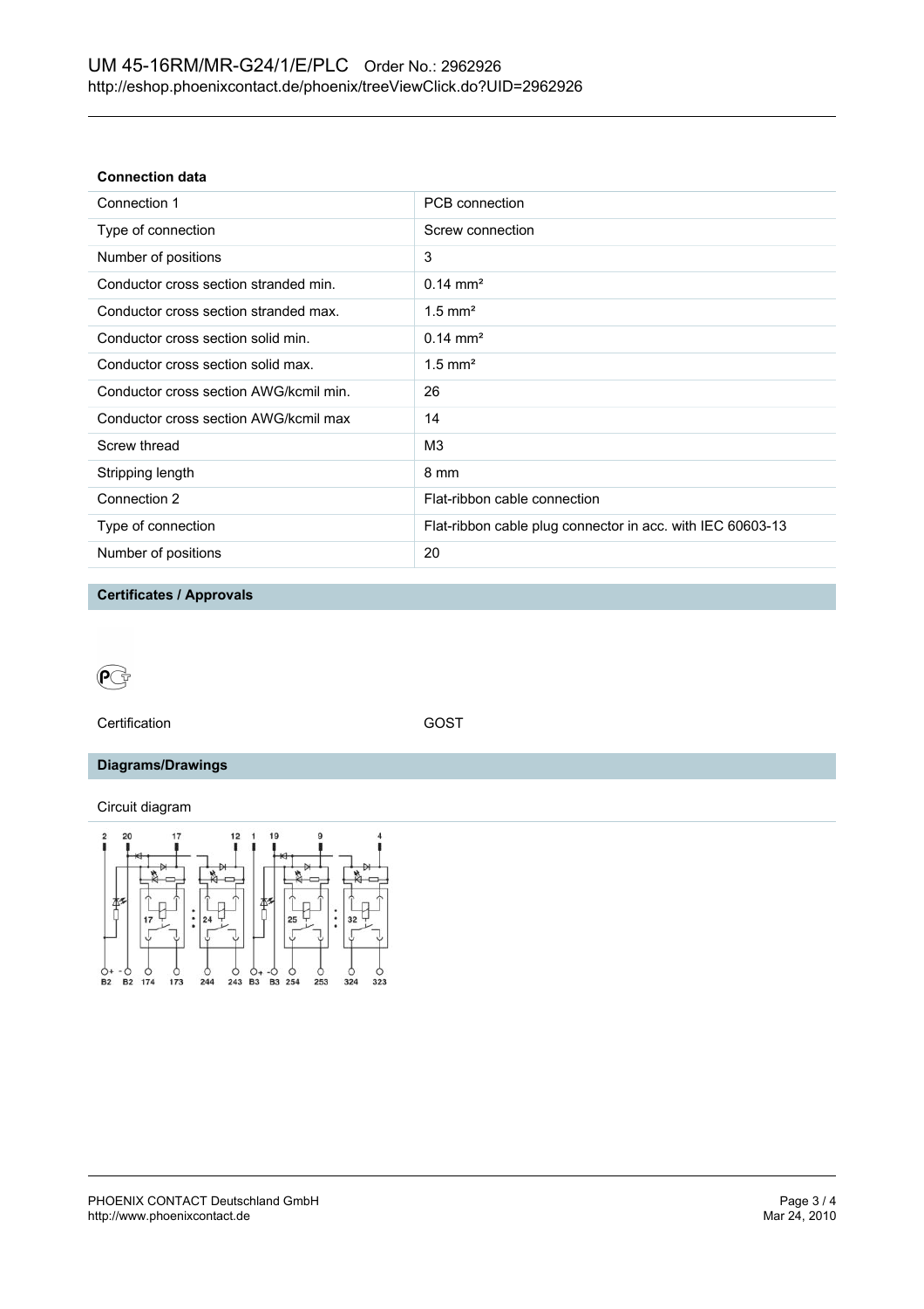### Connection data

| | |
|---|---|
| Connection 1 | PCB connection |
| Type of connection | Screw connection |
| Number of positions | 3 |
| Conductor cross section stranded min. | 0.14 mm² |
| Conductor cross section stranded max. | 1.5 mm² |
| Conductor cross section solid min. | 0.14 mm² |
| Conductor cross section solid max. | 1.5 mm² |
| Conductor cross section AWG/kcmil min. | 26 |
| Conductor cross section AWG/kcmil max | 14 |
| Screw thread | M3 |
| Stripping length | 8 mm |
| Connection 2 | Flat-ribbon cable connection |
| Type of connection | Flat-ribbon cable plug connector in acc. with IEC 60603-13 |
| Number of positions | 20 |

### Certificates / Approvals

| | |
|---|---|
| Certification | GOST |

### Diagrams/Drawings

Circuit diagram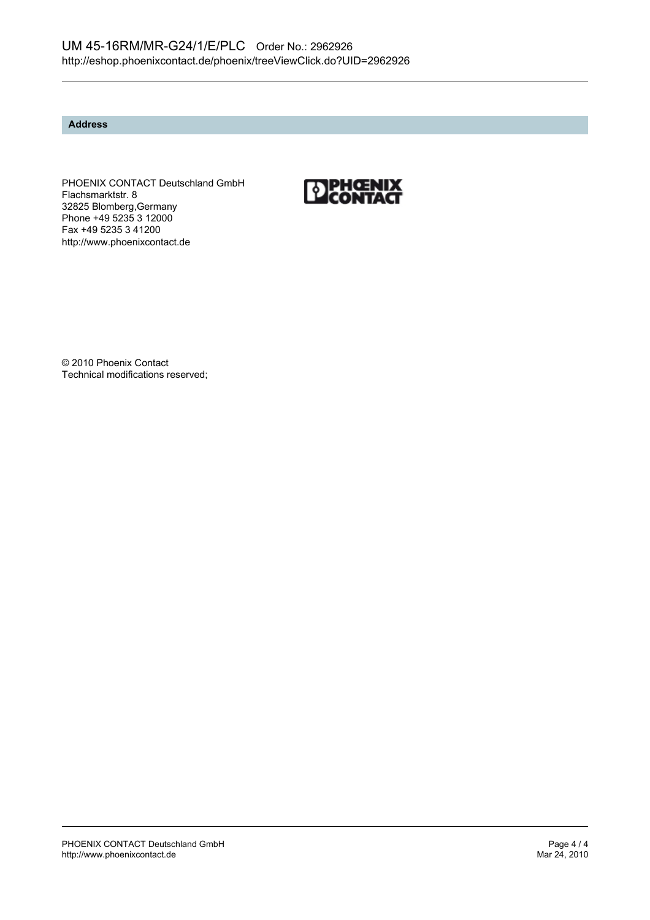## Address

PHOENIX CONTACT Deutschland GmbH
Flachsmarktstr. 8
32825 Blomberg,Germany
Phone +49 5235 3 12000
Fax +49 5235 3 41200
http://www.phoenixcontact.de

© 2010 Phoenix Contact
Technical modifications reserved;